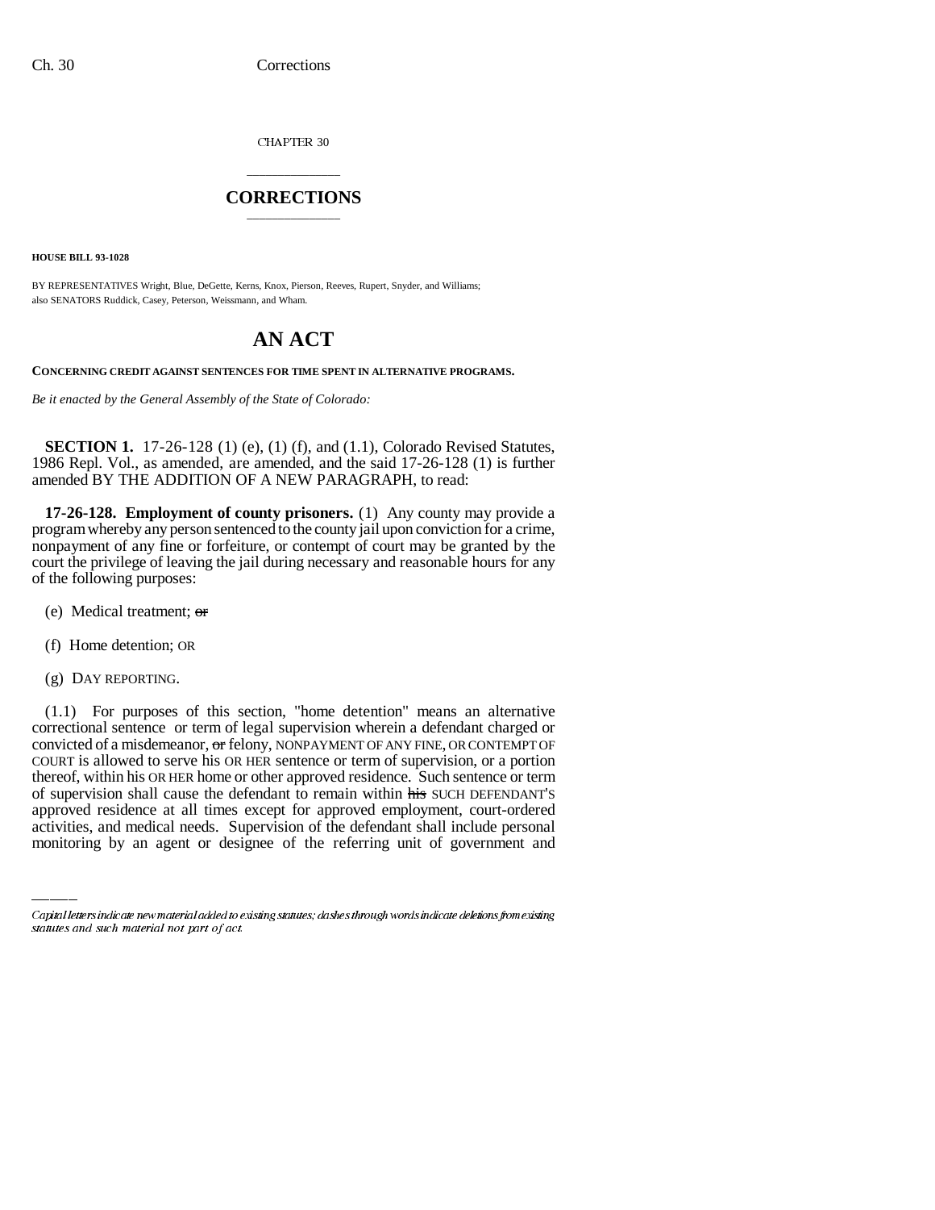CHAPTER 30

## CORRECTIONS

**HOUSE BILL 93-1028**

BY REPRESENTATIVES Wright, Blue, DeGette, Kerns, Knox, Pierson, Reeves, Rupert, Snyder, and Williams; also SENATORS Ruddick, Casey, Peterson, Weissmann, and Wham.

# AN ACT

**CONCERNING CREDIT AGAINST SENTENCES FOR TIME SPENT IN ALTERNATIVE PROGRAMS.**

*Be it enacted by the General Assembly of the State of Colorado:*

**SECTION 1.** 17-26-128 (1) (e), (1) (f), and (1.1), Colorado Revised Statutes, 1986 Repl. Vol., as amended, are amended, and the said 17-26-128 (1) is further amended BY THE ADDITION OF A NEW PARAGRAPH, to read:

**17-26-128. Employment of county prisoners.** (1) Any county may provide a program whereby any person sentenced to the county jail upon conviction for a crime, nonpayment of any fine or forfeiture, or contempt of court may be granted by the court the privilege of leaving the jail during necessary and reasonable hours for any of the following purposes:

(e) Medical treatment; ~~or~~

(f) Home detention; OR

(g) DAY REPORTING.

(1.1) For purposes of this section, "home detention" means an alternative correctional sentence or term of legal supervision wherein a defendant charged or convicted of a misdemeanor, ~~or~~ felony, NONPAYMENT OF ANY FINE, OR CONTEMPT OF COURT is allowed to serve his OR HER sentence or term of supervision, or a portion thereof, within his OR HER home or other approved residence. Such sentence or term of supervision shall cause the defendant to remain within ~~his~~ SUCH DEFENDANT'S approved residence at all times except for approved employment, court-ordered activities, and medical needs. Supervision of the defendant shall include personal monitoring by an agent or designee of the referring unit of government and

Capital letters indicate new material added to existing statutes; dashes through words indicate deletions from existing statutes and such material not part of act.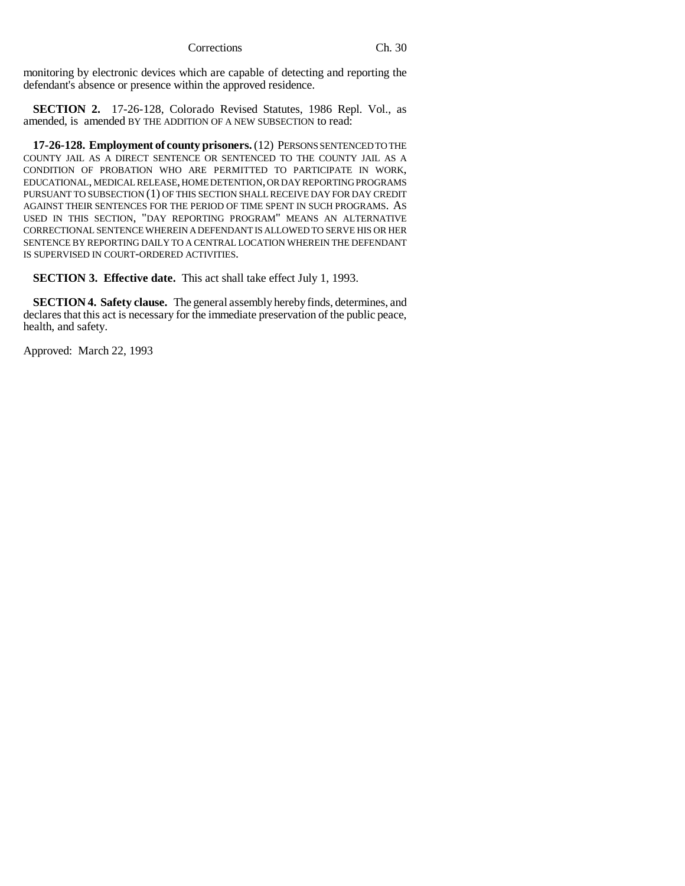monitoring by electronic devices which are capable of detecting and reporting the defendant's absence or presence within the approved residence.

**SECTION 2.** 17-26-128, Colorado Revised Statutes, 1986 Repl. Vol., as amended, is amended BY THE ADDITION OF A NEW SUBSECTION to read:

**17-26-128. Employment of county prisoners.** (12) PERSONS SENTENCED TO THE COUNTY JAIL AS A DIRECT SENTENCE OR SENTENCED TO THE COUNTY JAIL AS A CONDITION OF PROBATION WHO ARE PERMITTED TO PARTICIPATE IN WORK, EDUCATIONAL, MEDICAL RELEASE, HOME DETENTION, OR DAY REPORTING PROGRAMS PURSUANT TO SUBSECTION (1) OF THIS SECTION SHALL RECEIVE DAY FOR DAY CREDIT AGAINST THEIR SENTENCES FOR THE PERIOD OF TIME SPENT IN SUCH PROGRAMS. AS USED IN THIS SECTION, "DAY REPORTING PROGRAM" MEANS AN ALTERNATIVE CORRECTIONAL SENTENCE WHEREIN A DEFENDANT IS ALLOWED TO SERVE HIS OR HER SENTENCE BY REPORTING DAILY TO A CENTRAL LOCATION WHEREIN THE DEFENDANT IS SUPERVISED IN COURT-ORDERED ACTIVITIES.

**SECTION 3. Effective date.** This act shall take effect July 1, 1993.

**SECTION 4. Safety clause.** The general assembly hereby finds, determines, and declares that this act is necessary for the immediate preservation of the public peace, health, and safety.

Approved: March 22, 1993